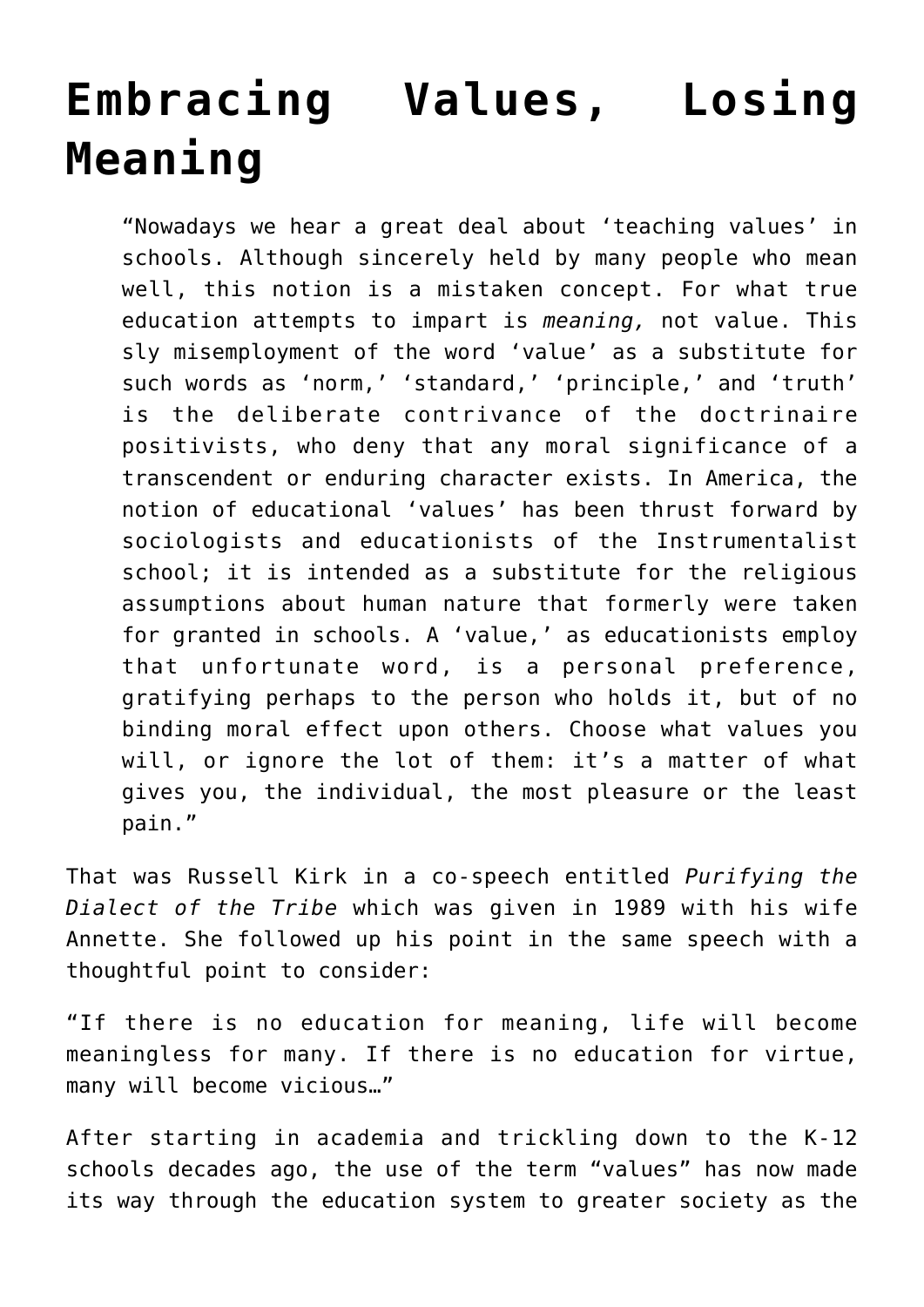# Embracing Values, Losing Meaning

> "Nowadays we hear a great deal about 'teaching values' in schools. Although sincerely held by many people who mean well, this notion is a mistaken concept. For what true education attempts to impart is *meaning,* not value. This sly misemployment of the word 'value' as a substitute for such words as 'norm,' 'standard,' 'principle,' and 'truth' is the deliberate contrivance of the doctrinaire positivists, who deny that any moral significance of a transcendent or enduring character exists. In America, the notion of educational 'values' has been thrust forward by sociologists and educationists of the Instrumentalist school; it is intended as a substitute for the religious assumptions about human nature that formerly were taken for granted in schools. A 'value,' as educationists employ that unfortunate word, is a personal preference, gratifying perhaps to the person who holds it, but of no binding moral effect upon others. Choose what values you will, or ignore the lot of them: it's a matter of what gives you, the individual, the most pleasure or the least pain."

That was Russell Kirk in a co-speech entitled *Purifying the Dialect of the Tribe* which was given in 1989 with his wife Annette. She followed up his point in the same speech with a thoughtful point to consider:

"If there is no education for meaning, life will become meaningless for many. If there is no education for virtue, many will become vicious…"

After starting in academia and trickling down to the K-12 schools decades ago, the use of the term "values" has now made its way through the education system to greater society as the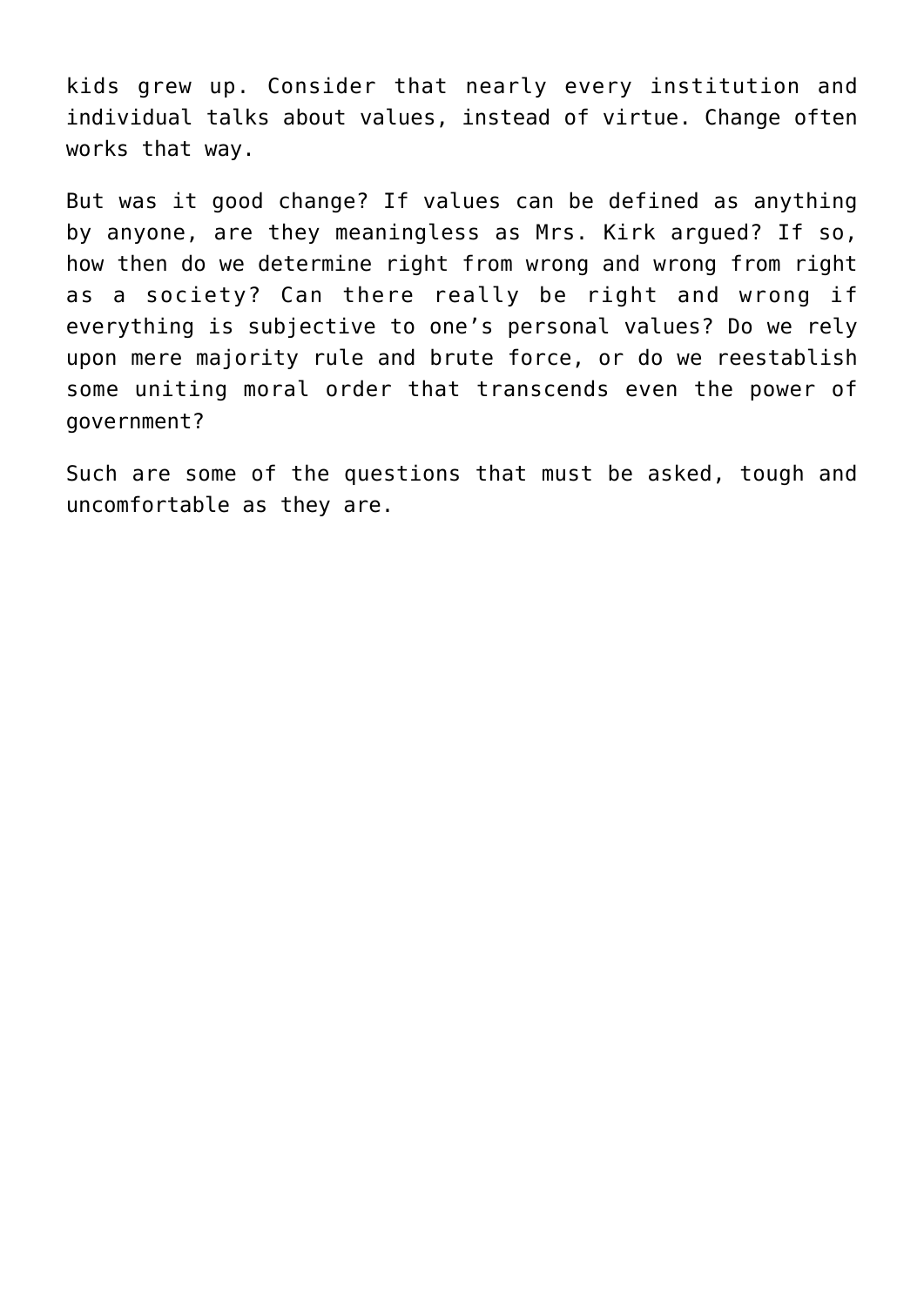kids grew up. Consider that nearly every institution and individual talks about values, instead of virtue. Change often works that way.

But was it good change? If values can be defined as anything by anyone, are they meaningless as Mrs. Kirk argued? If so, how then do we determine right from wrong and wrong from right as a society? Can there really be right and wrong if everything is subjective to one's personal values? Do we rely upon mere majority rule and brute force, or do we reestablish some uniting moral order that transcends even the power of government?

Such are some of the questions that must be asked, tough and uncomfortable as they are.